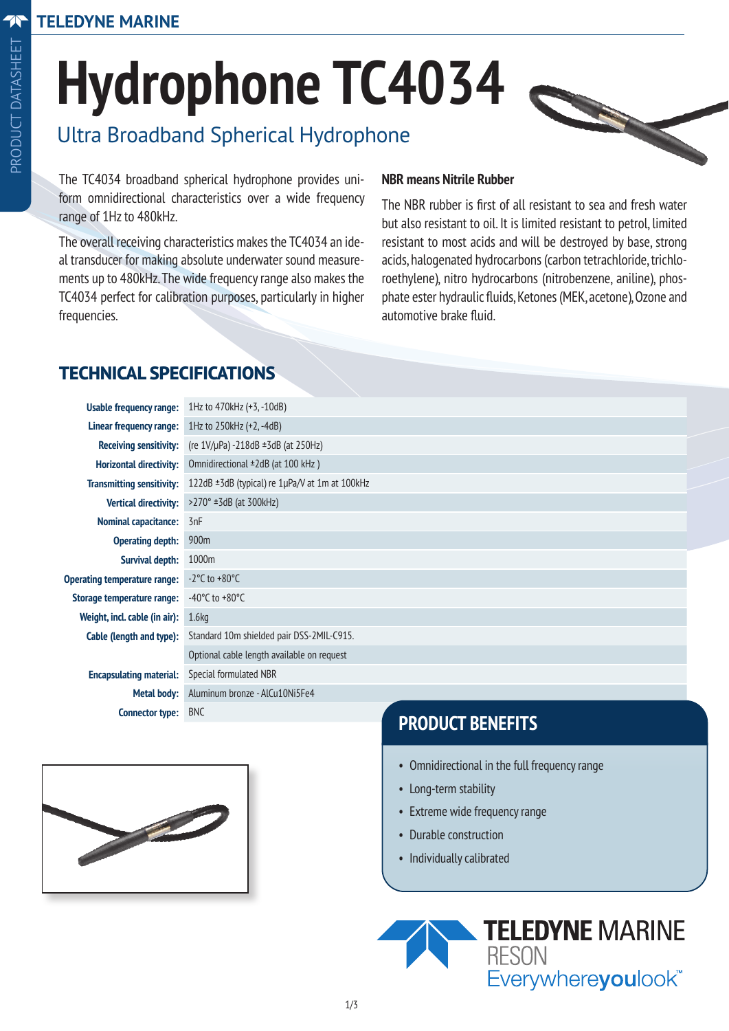# Hydrophone TC4034

## Ultra Broadband Spherical Hydrophone

The TC4034 broadband spherical hydrophone provides uniform omnidirectional characteristics over a wide frequency range of 1Hz to 480kHz.

The overall receiving characteristics makes the TC4034 an ideal transducer for making absolute underwater sound measurements up to 480kHz. The wide frequency range also makes the TC4034 perfect for calibration purposes, particularly in higher frequencies.

**NBR means Nitrile Rubber**

The NBR rubber is first of all resistant to sea and fresh water but also resistant to oil. It is limited resistant to petrol, limited resistant to most acids and will be destroyed by base, strong acids, halogenated hydrocarbons (carbon tetrachloride, trichloroethylene), nitro hydrocarbons (nitrobenzene, aniline), phosphate ester hydraulic fluids, Ketones (MEK, acetone), Ozone and automotive brake fluid.

## TECHNICAL SPECIFICATIONS

| | |
|---|---|
| **Usable frequency range:** | 1Hz to 470kHz (+3, -10dB) |
| **Linear frequency range:** | 1Hz to 250kHz (+2, -4dB) |
| **Receiving sensitivity:** | (re 1V/µPa) -218dB ±3dB (at 250Hz) |
| **Horizontal directivity:** | Omnidirectional ±2dB (at 100 kHz ) |
| **Transmitting sensitivity:** | 122dB ±3dB (typical) re 1µPa/V at 1m at 100kHz |
| **Vertical directivity:** | >270° ±3dB (at 300kHz) |
| **Nominal capacitance:** | 3nF |
| **Operating depth:** | 900m |
| **Survival depth:** | 1000m |
| **Operating temperature range:** | -2°C to +80°C |
| **Storage temperature range:** | -40°C to +80°C |
| **Weight, incl. cable (in air):** | 1.6kg |
| **Cable (length and type):** | Standard 10m shielded pair DSS-2MIL-C915. |
| | Optional cable length available on request |
| **Encapsulating material:** | Special formulated NBR |
| **Metal body:** | Aluminum bronze - AlCu10Ni5Fe4 |
| **Connector type:** | BNC |

## PRODUCT BENEFITS

- Omnidirectional in the full frequency range
- Long-term stability
- Extreme wide frequency range
- Durable construction
- Individually calibrated

TELEDYNE MARINE
RESON
Everywhereyoulook™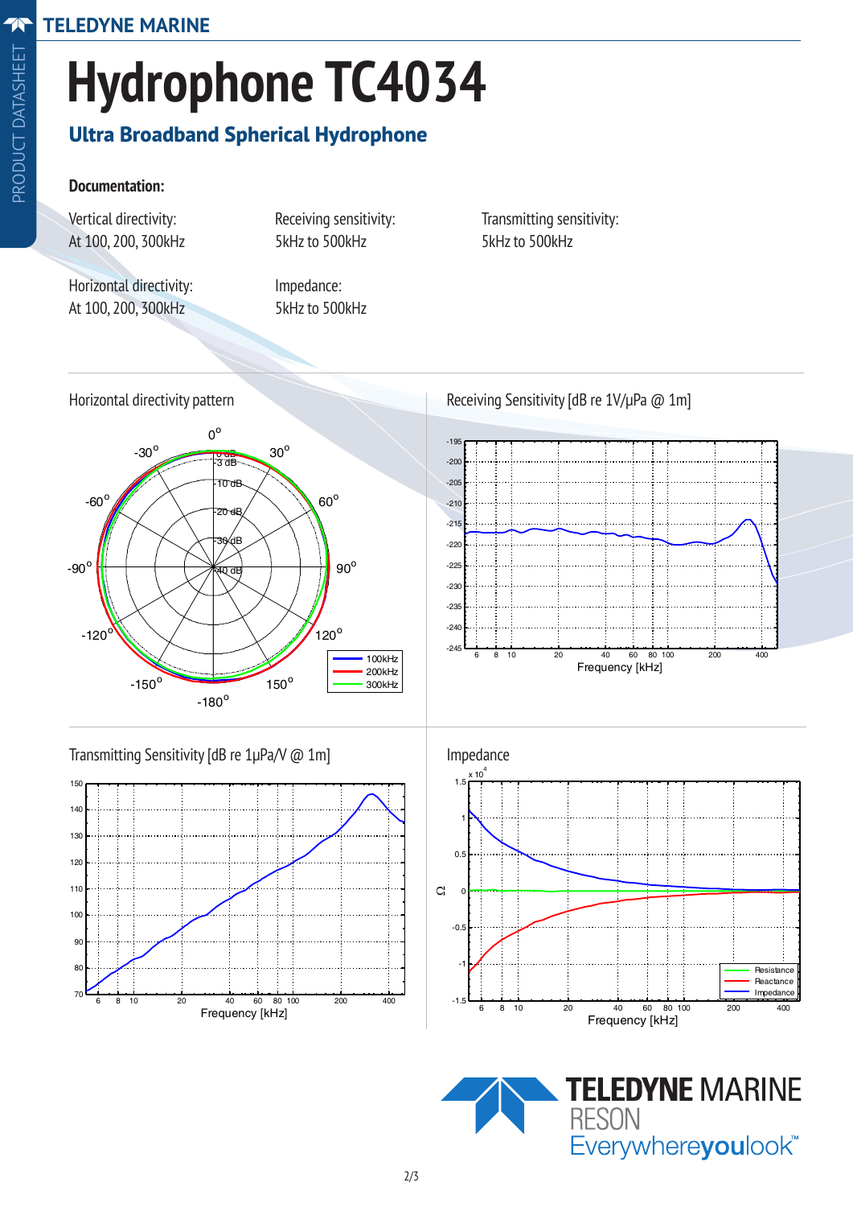# Hydrophone TC4034

## Ultra Broadband Spherical Hydrophone

**Documentation:**

Vertical directivity:
At 100, 200, 300kHz

Receiving sensitivity:
5kHz to 500kHz

Transmitting sensitivity:
5kHz to 500kHz

Horizontal directivity:
At 100, 200, 300kHz

Impedance:
5kHz to 500kHz

Horizontal directivity pattern

Receiving Sensitivity [dB re 1V/µPa @ 1m]

Transmitting Sensitivity [dB re 1µPa/V @ 1m]

Impedance

TELEDYNE MARINE
RESON
Everywhereyoulook™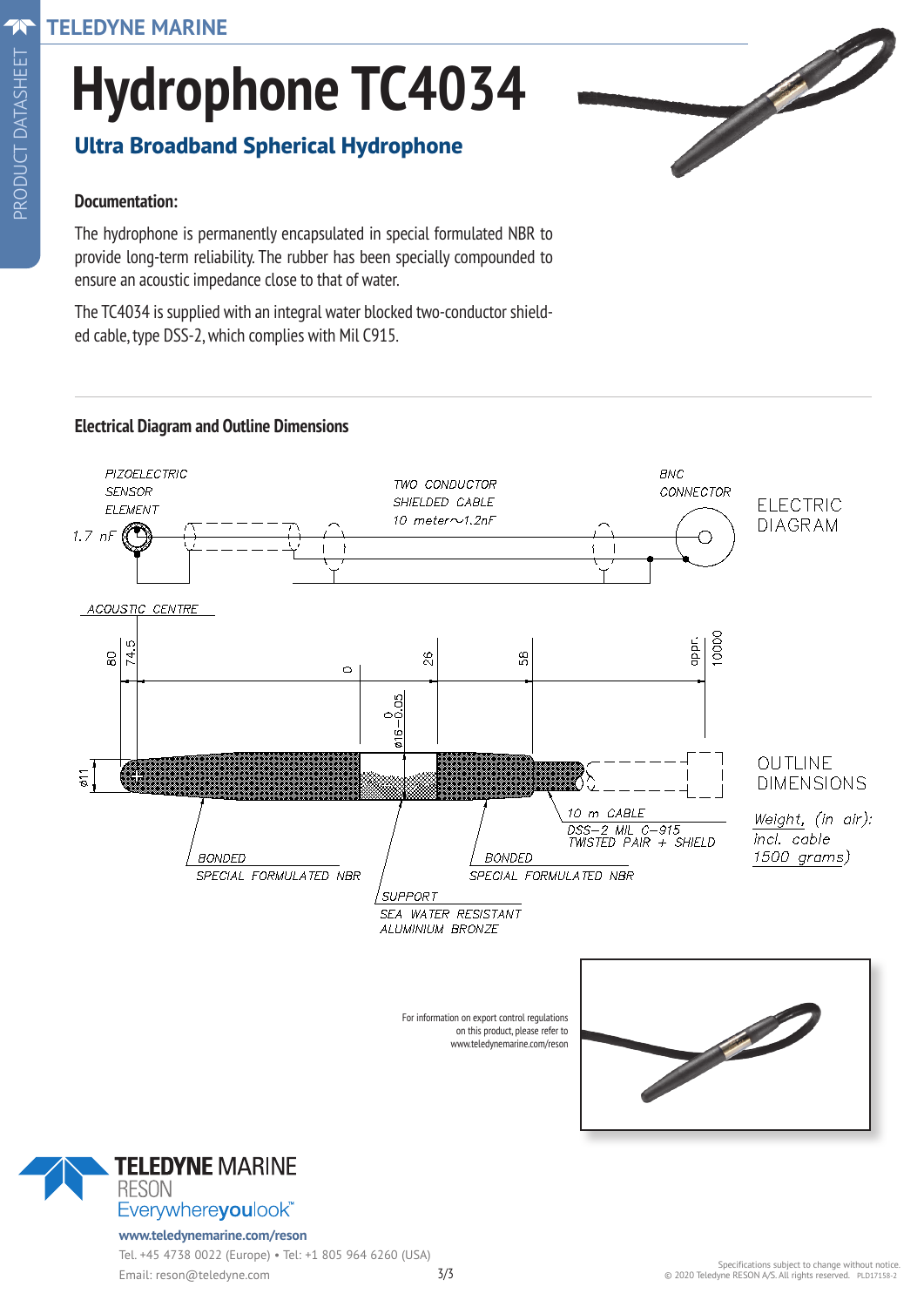# Hydrophone TC4034

## Ultra Broadband Spherical Hydrophone

**Documentation:**

The hydrophone is permanently encapsulated in special formulated NBR to provide long-term reliability. The rubber has been specially compounded to ensure an acoustic impedance close to that of water.

The TC4034 is supplied with an integral water blocked two-conductor shielded cable, type DSS-2, which complies with Mil C915.

**Electrical Diagram and Outline Dimensions**

ELECTRIC DIAGRAM

PIZOELECTRIC SENSOR ELEMENT

1.7 nF

TWO CONDUCTOR SHIELDED CABLE

10 meter~1.2nF

BNC CONNECTOR

OUTLINE DIMENSIONS

ACOUSTIC CENTRE

80

74.5

0

26

58

appr. 10000

0

ø16 −0.05

ø11

BONDED SPECIAL FORMULATED NBR

SUPPORT SEA WATER RESISTANT ALUMINIUM BRONZE

BONDED SPECIAL FORMULATED NBR

10 m CABLE

DSS−2 MIL C−915

TWISTED PAIR + SHIELD

Weight, (in air): incl. cable 1500 grams)

For information on export control regulations on this product, please refer to www.teledynemarine.com/reson

TELEDYNE MARINE RESON Everywhereyoulook™

www.teledynemarine.com/reson

Tel. +45 4738 0022 (Europe) • Tel: +1 805 964 6260 (USA)

Email: reson@teledyne.com

Specifications subject to change without notice.
© 2020 Teledyne RESON A/S. All rights reserved. PLD17158-2